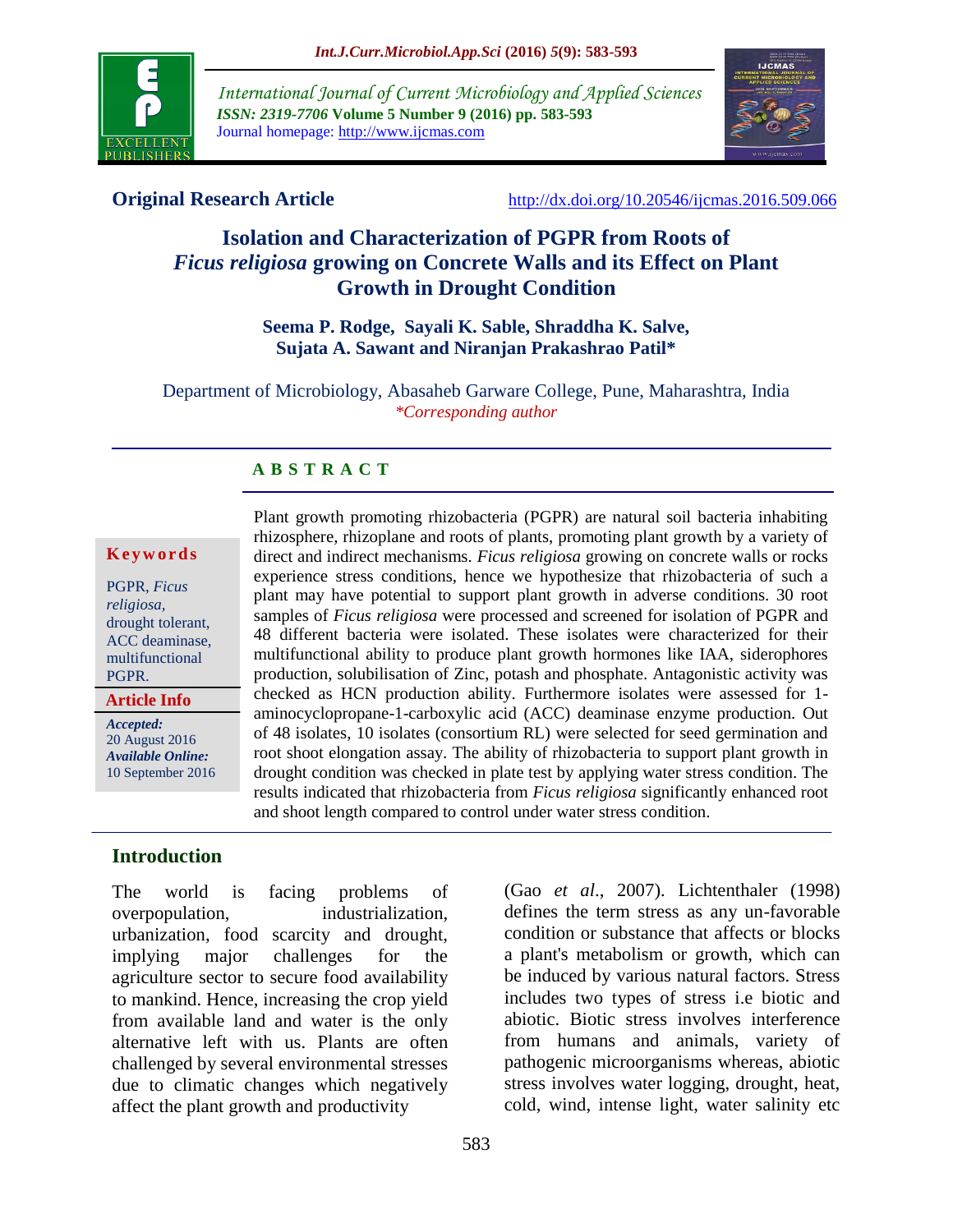**Original Research Article** http://dx.doi.org/10.20546/ijcmas.2016.509.066

# Isolation and Characterization of PGPR from Roots of *Ficus religiosa* growing on Concrete Walls and its Effect on Plant Growth in Drought Condition

**Seema P. Rodge, Sayali K. Sable, Shraddha K. Salve, Sujata A. Sawant and Niranjan Prakashrao Patil***

Department of Microbiology, Abasaheb Garware College, Pune, Maharashtra, India
*Corresponding author*

## ABSTRACT

**Keywords**

PGPR, *Ficus religiosa*, drought tolerant, ACC deaminase, multifunctional PGPR.

**Article Info**

***Accepted:*** 20 August 2016
***Available Online:*** 10 September 2016

Plant growth promoting rhizobacteria (PGPR) are natural soil bacteria inhabiting rhizosphere, rhizoplane and roots of plants, promoting plant growth by a variety of direct and indirect mechanisms. *Ficus religiosa* growing on concrete walls or rocks experience stress conditions, hence we hypothesize that rhizobacteria of such a plant may have potential to support plant growth in adverse conditions. 30 root samples of *Ficus religiosa* were processed and screened for isolation of PGPR and 48 different bacteria were isolated. These isolates were characterized for their multifunctional ability to produce plant growth hormones like IAA, siderophores production, solubilisation of Zinc, potash and phosphate. Antagonistic activity was checked as HCN production ability. Furthermore isolates were assessed for 1-aminocyclopropane-1-carboxylic acid (ACC) deaminase enzyme production. Out of 48 isolates, 10 isolates (consortium RL) were selected for seed germination and root shoot elongation assay. The ability of rhizobacteria to support plant growth in drought condition was checked in plate test by applying water stress condition. The results indicated that rhizobacteria from *Ficus religiosa* significantly enhanced root and shoot length compared to control under water stress condition.

## Introduction

The world is facing problems of overpopulation, industrialization, urbanization, food scarcity and drought, implying major challenges for the agriculture sector to secure food availability to mankind. Hence, increasing the crop yield from available land and water is the only alternative left with us. Plants are often challenged by several environmental stresses due to climatic changes which negatively affect the plant growth and productivity (Gao *et al*., 2007). Lichtenthaler (1998) defines the term stress as any un-favorable condition or substance that affects or blocks a plant's metabolism or growth, which can be induced by various natural factors. Stress includes two types of stress i.e biotic and abiotic. Biotic stress involves interference from humans and animals, variety of pathogenic microorganisms whereas, abiotic stress involves water logging, drought, heat, cold, wind, intense light, water salinity etc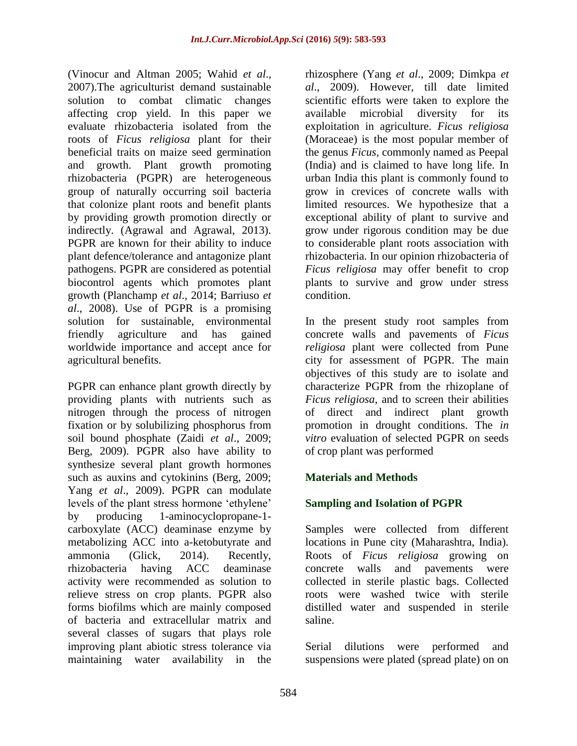(Vinocur and Altman 2005; Wahid *et al*., 2007).The agriculturist demand sustainable solution to combat climatic changes affecting crop yield. In this paper we evaluate rhizobacteria isolated from the roots of *Ficus religiosa* plant for their beneficial traits on maize seed germination and growth. Plant growth promoting rhizobacteria (PGPR) are heterogeneous group of naturally occurring soil bacteria that colonize plant roots and benefit plants by providing growth promotion directly or indirectly. (Agrawal and Agrawal, 2013). PGPR are known for their ability to induce plant defence/tolerance and antagonize plant pathogens. PGPR are considered as potential biocontrol agents which promotes plant growth (Planchamp *et al*., 2014; Barriuso *et al*., 2008). Use of PGPR is a promising solution for sustainable, environmental friendly agriculture and has gained worldwide importance and accept ance for agricultural benefits.

PGPR can enhance plant growth directly by providing plants with nutrients such as nitrogen through the process of nitrogen fixation or by solubilizing phosphorus from soil bound phosphate (Zaidi *et al*., 2009; Berg, 2009). PGPR also have ability to synthesize several plant growth hormones such as auxins and cytokinins (Berg, 2009; Yang *et al*., 2009). PGPR can modulate levels of the plant stress hormone 'ethylene' by producing 1-aminocyclopropane-1-carboxylate (ACC) deaminase enzyme by metabolizing ACC into a-ketobutyrate and ammonia (Glick, 2014). Recently, rhizobacteria having ACC deaminase activity were recommended as solution to relieve stress on crop plants. PGPR also forms biofilms which are mainly composed of bacteria and extracellular matrix and several classes of sugars that plays role improving plant abiotic stress tolerance via maintaining water availability in the rhizosphere (Yang *et al*., 2009; Dimkpa *et al*., 2009). However, till date limited scientific efforts were taken to explore the available microbial diversity for its exploitation in agriculture. *Ficus religiosa* (Moraceae) is the most popular member of the genus *Ficus*, commonly named as Peepal (India) and is claimed to have long life. In urban India this plant is commonly found to grow in crevices of concrete walls with limited resources. We hypothesize that a exceptional ability of plant to survive and grow under rigorous condition may be due to considerable plant roots association with rhizobacteria. In our opinion rhizobacteria of *Ficus religiosa* may offer benefit to crop plants to survive and grow under stress condition.

In the present study root samples from concrete walls and pavements of *Ficus religiosa* plant were collected from Pune city for assessment of PGPR. The main objectives of this study are to isolate and characterize PGPR from the rhizoplane of *Ficus religiosa*, and to screen their abilities of direct and indirect plant growth promotion in drought conditions. The *in vitro* evaluation of selected PGPR on seeds of crop plant was performed

## Materials and Methods

### Sampling and Isolation of PGPR

Samples were collected from different locations in Pune city (Maharashtra, India). Roots of *Ficus religiosa* growing on concrete walls and pavements were collected in sterile plastic bags. Collected roots were washed twice with sterile distilled water and suspended in sterile saline.

Serial dilutions were performed and suspensions were plated (spread plate) on on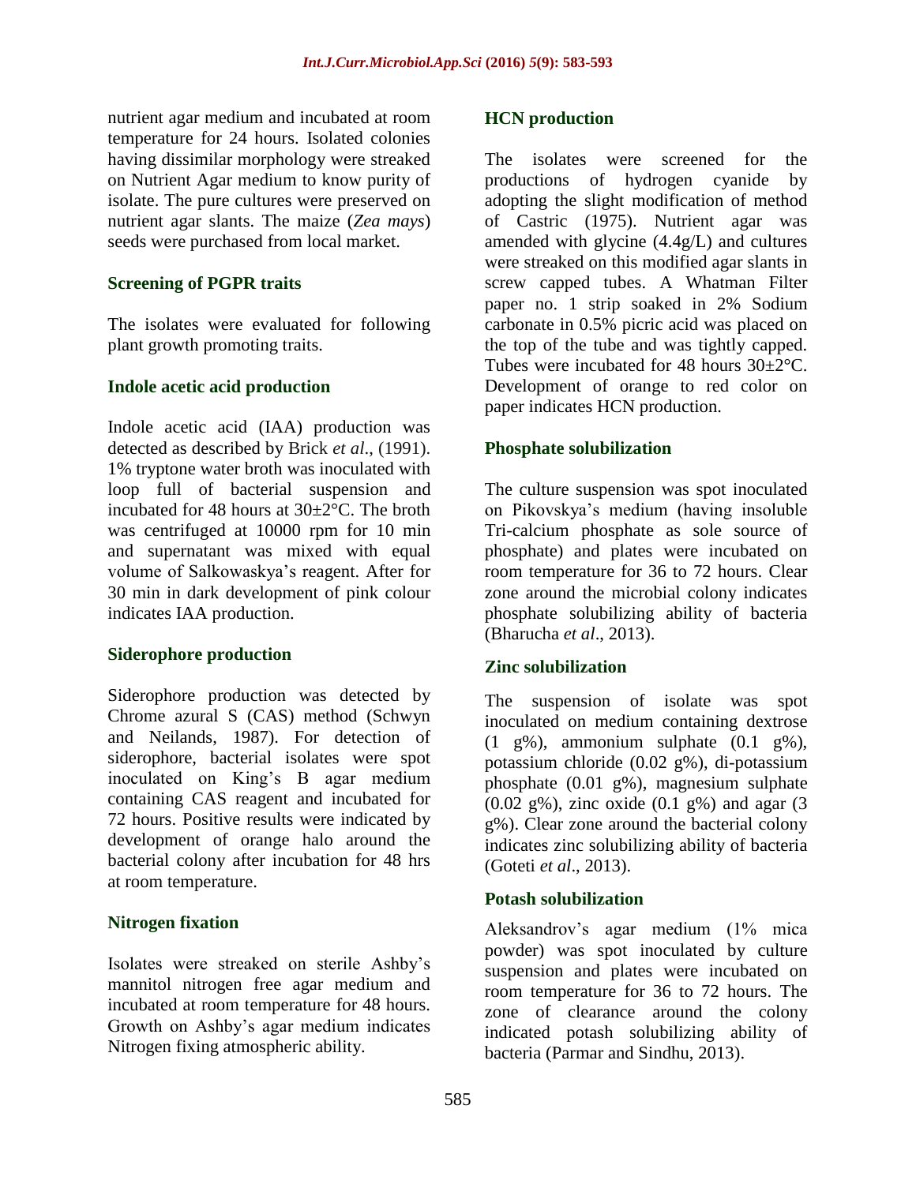nutrient agar medium and incubated at room temperature for 24 hours. Isolated colonies having dissimilar morphology were streaked on Nutrient Agar medium to know purity of isolate. The pure cultures were preserved on nutrient agar slants. The maize (*Zea mays*) seeds were purchased from local market.

### Screening of PGPR traits

The isolates were evaluated for following plant growth promoting traits.

### Indole acetic acid production

Indole acetic acid (IAA) production was detected as described by Brick *et al*., (1991). 1% tryptone water broth was inoculated with loop full of bacterial suspension and incubated for 48 hours at 30±2°C. The broth was centrifuged at 10000 rpm for 10 min and supernatant was mixed with equal volume of Salkowaskya's reagent. After for 30 min in dark development of pink colour indicates IAA production.

### Siderophore production

Siderophore production was detected by Chrome azural S (CAS) method (Schwyn and Neilands, 1987). For detection of siderophore, bacterial isolates were spot inoculated on King's B agar medium containing CAS reagent and incubated for 72 hours. Positive results were indicated by development of orange halo around the bacterial colony after incubation for 48 hrs at room temperature.

### Nitrogen fixation

Isolates were streaked on sterile Ashby's mannitol nitrogen free agar medium and incubated at room temperature for 48 hours. Growth on Ashby's agar medium indicates Nitrogen fixing atmospheric ability.

### HCN production

The isolates were screened for the productions of hydrogen cyanide by adopting the slight modification of method of Castric (1975). Nutrient agar was amended with glycine (4.4g/L) and cultures were streaked on this modified agar slants in screw capped tubes. A Whatman Filter paper no. 1 strip soaked in 2% Sodium carbonate in 0.5% picric acid was placed on the top of the tube and was tightly capped. Tubes were incubated for 48 hours 30±2°C. Development of orange to red color on paper indicates HCN production.

### Phosphate solubilization

The culture suspension was spot inoculated on Pikovskya's medium (having insoluble Tri-calcium phosphate as sole source of phosphate) and plates were incubated on room temperature for 36 to 72 hours. Clear zone around the microbial colony indicates phosphate solubilizing ability of bacteria (Bharucha *et al*., 2013).

### Zinc solubilization

The suspension of isolate was spot inoculated on medium containing dextrose (1 g%), ammonium sulphate (0.1 g%), potassium chloride (0.02 g%), di-potassium phosphate (0.01 g%), magnesium sulphate (0.02 g%), zinc oxide (0.1 g%) and agar (3 g%). Clear zone around the bacterial colony indicates zinc solubilizing ability of bacteria (Goteti *et al*., 2013).

### Potash solubilization

Aleksandrov's agar medium (1% mica powder) was spot inoculated by culture suspension and plates were incubated on room temperature for 36 to 72 hours. The zone of clearance around the colony indicated potash solubilizing ability of bacteria (Parmar and Sindhu, 2013).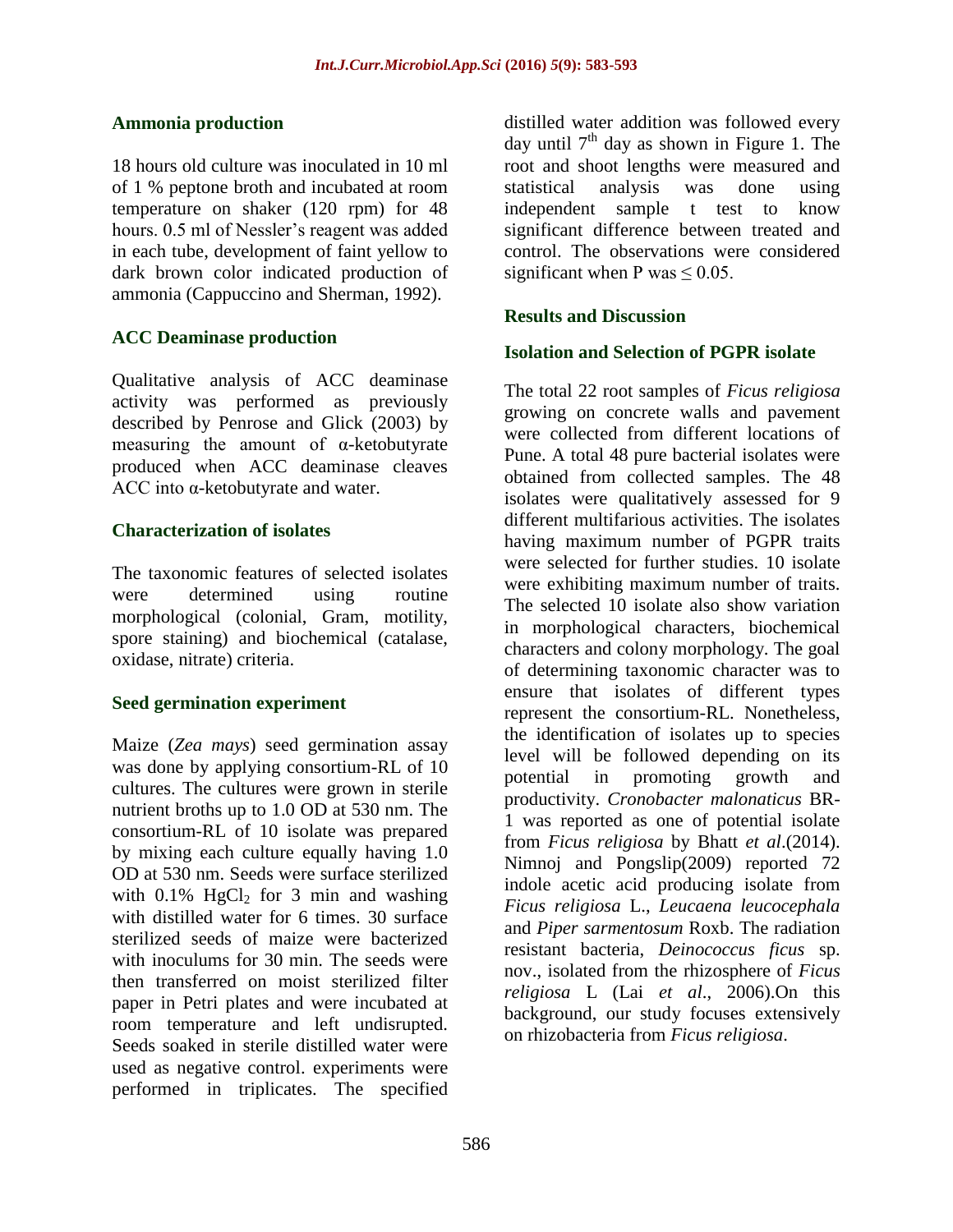### Ammonia production

18 hours old culture was inoculated in 10 ml of 1 % peptone broth and incubated at room temperature on shaker (120 rpm) for 48 hours. 0.5 ml of Nessler's reagent was added in each tube, development of faint yellow to dark brown color indicated production of ammonia (Cappuccino and Sherman, 1992).

### ACC Deaminase production

Qualitative analysis of ACC deaminase activity was performed as previously described by Penrose and Glick (2003) by measuring the amount of α-ketobutyrate produced when ACC deaminase cleaves ACC into α-ketobutyrate and water.

### Characterization of isolates

The taxonomic features of selected isolates were determined using routine morphological (colonial, Gram, motility, spore staining) and biochemical (catalase, oxidase, nitrate) criteria.

### Seed germination experiment

Maize (*Zea mays*) seed germination assay was done by applying consortium-RL of 10 cultures. The cultures were grown in sterile nutrient broths up to 1.0 OD at 530 nm. The consortium-RL of 10 isolate was prepared by mixing each culture equally having 1.0 OD at 530 nm. Seeds were surface sterilized with 0.1% $HgCl_2$ for 3 min and washing with distilled water for 6 times. 30 surface sterilized seeds of maize were bacterized with inoculums for 30 min. The seeds were then transferred on moist sterilized filter paper in Petri plates and were incubated at room temperature and left undisrupted. Seeds soaked in sterile distilled water were used as negative control. experiments were performed in triplicates. The specified distilled water addition was followed every day until $7^{th}$ day as shown in Figure 1. The root and shoot lengths were measured and statistical analysis was done using independent sample t test to know significant difference between treated and control. The observations were considered significant when P was $\leq 0.05$.

## Results and Discussion

### Isolation and Selection of PGPR isolate

The total 22 root samples of *Ficus religiosa* growing on concrete walls and pavement were collected from different locations of Pune. A total 48 pure bacterial isolates were obtained from collected samples. The 48 isolates were qualitatively assessed for 9 different multifarious activities. The isolates having maximum number of PGPR traits were selected for further studies. 10 isolate were exhibiting maximum number of traits. The selected 10 isolate also show variation in morphological characters, biochemical characters and colony morphology. The goal of determining taxonomic character was to ensure that isolates of different types represent the consortium-RL. Nonetheless, the identification of isolates up to species level will be followed depending on its potential in promoting growth and productivity. *Cronobacter malonaticus* BR-1 was reported as one of potential isolate from *Ficus religiosa* by Bhatt *et al*.(2014). Nimnoj and Pongslip(2009) reported 72 indole acetic acid producing isolate from *Ficus religiosa* L., *Leucaena leucocephala* and *Piper sarmentosum* Roxb. The radiation resistant bacteria, *Deinococcus ficus* sp. nov., isolated from the rhizosphere of *Ficus religiosa* L (Lai *et al*., 2006).On this background, our study focuses extensively on rhizobacteria from *Ficus religiosa*.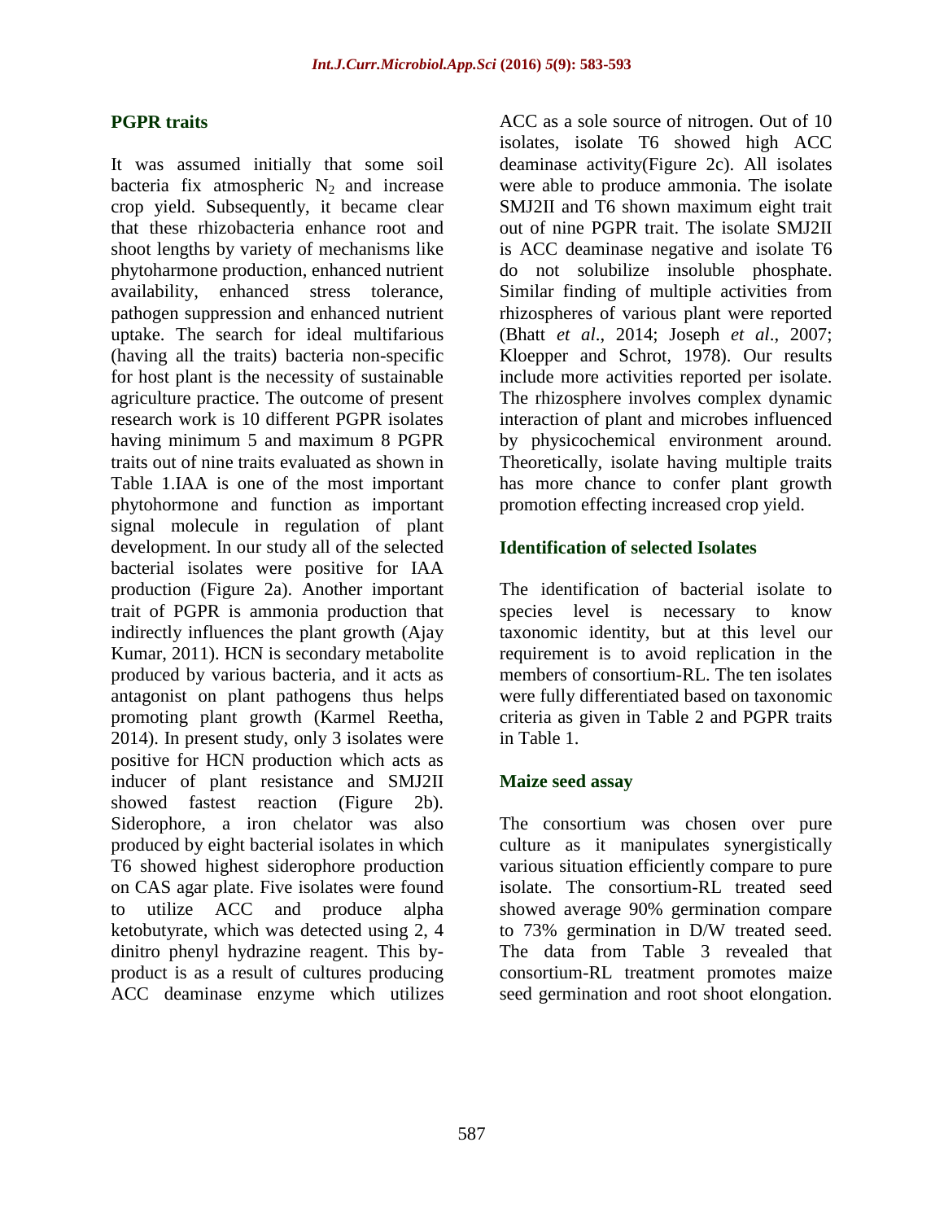### PGPR traits

It was assumed initially that some soil bacteria fix atmospheric $N_2$ and increase crop yield. Subsequently, it became clear that these rhizobacteria enhance root and shoot lengths by variety of mechanisms like phytoharmone production, enhanced nutrient availability, enhanced stress tolerance, pathogen suppression and enhanced nutrient uptake. The search for ideal multifarious (having all the traits) bacteria non-specific for host plant is the necessity of sustainable agriculture practice. The outcome of present research work is 10 different PGPR isolates having minimum 5 and maximum 8 PGPR traits out of nine traits evaluated as shown in Table 1.IAA is one of the most important phytohormone and function as important signal molecule in regulation of plant development. In our study all of the selected bacterial isolates were positive for IAA production (Figure 2a). Another important trait of PGPR is ammonia production that indirectly influences the plant growth (Ajay Kumar, 2011). HCN is secondary metabolite produced by various bacteria, and it acts as antagonist on plant pathogens thus helps promoting plant growth (Karmel Reetha, 2014). In present study, only 3 isolates were positive for HCN production which acts as inducer of plant resistance and SMJ2II showed fastest reaction (Figure 2b). Siderophore, a iron chelator was also produced by eight bacterial isolates in which T6 showed highest siderophore production on CAS agar plate. Five isolates were found to utilize ACC and produce alpha ketobutyrate, which was detected using 2, 4 dinitro phenyl hydrazine reagent. This by-product is as a result of cultures producing ACC deaminase enzyme which utilizes ACC as a sole source of nitrogen. Out of 10 isolates, isolate T6 showed high ACC deaminase activity(Figure 2c). All isolates were able to produce ammonia. The isolate SMJ2II and T6 shown maximum eight trait out of nine PGPR trait. The isolate SMJ2II is ACC deaminase negative and isolate T6 do not solubilize insoluble phosphate. Similar finding of multiple activities from rhizospheres of various plant were reported (Bhatt *et al*., 2014; Joseph *et al*., 2007; Kloepper and Schrot, 1978). Our results include more activities reported per isolate. The rhizosphere involves complex dynamic interaction of plant and microbes influenced by physicochemical environment around. Theoretically, isolate having multiple traits has more chance to confer plant growth promotion effecting increased crop yield.

### Identification of selected Isolates

The identification of bacterial isolate to species level is necessary to know taxonomic identity, but at this level our requirement is to avoid replication in the members of consortium-RL. The ten isolates were fully differentiated based on taxonomic criteria as given in Table 2 and PGPR traits in Table 1.

### Maize seed assay

The consortium was chosen over pure culture as it manipulates synergistically various situation efficiently compare to pure isolate. The consortium-RL treated seed showed average 90% germination compare to 73% germination in D/W treated seed. The data from Table 3 revealed that consortium-RL treatment promotes maize seed germination and root shoot elongation.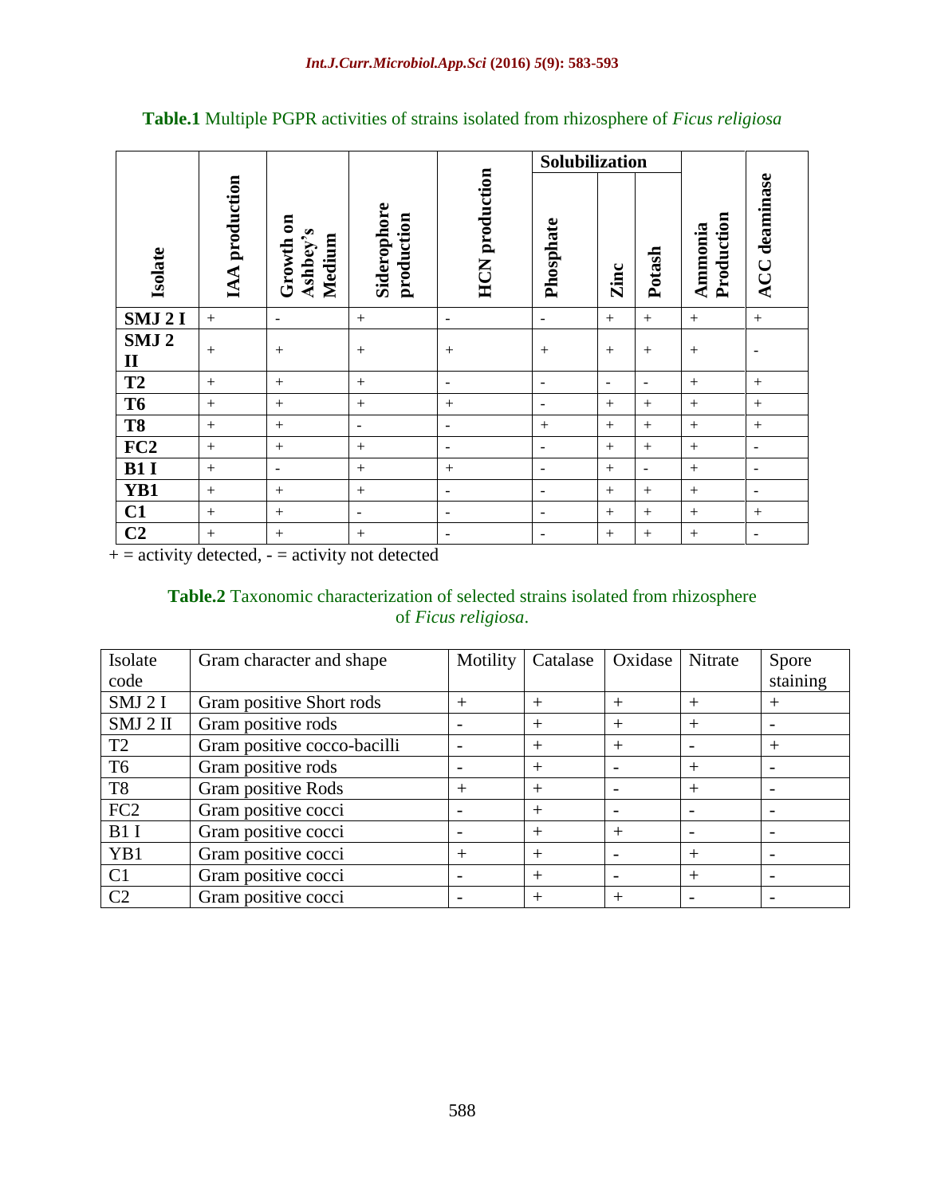**Table.1** Multiple PGPR activities of strains isolated from rhizosphere of *Ficus religiosa*

| Isolate | IAA production | Growth on Ashbey's Medium | Siderophore production | HCN production | Solubilization | | | Ammonia Production | ACC deaminase |
|---|---|---|---|---|---|---|---|---|---|
| | | | | | Phosphate | Zinc | Potash | | |
| SMJ 2 I | + | - | + | - | - | + | + | + | + |
| SMJ 2 II | + | + | + | + | + | + | + | + | - |
| T2 | + | + | + | - | - | - | - | + | + |
| T6 | + | + | + | + | - | + | + | + | + |
| T8 | + | + | - | - | + | + | + | + | + |
| FC2 | + | + | + | - | - | + | + | + | - |
| B1 I | + | - | + | + | - | + | - | + | - |
| YB1 | + | + | + | - | - | + | + | + | - |
| C1 | + | + | - | - | - | + | + | + | + |
| C2 | + | + | + | - | - | + | + | + | - |

+ = activity detected, - = activity not detected

**Table.2** Taxonomic characterization of selected strains isolated from rhizosphere of *Ficus religiosa*.

| Isolate code | Gram character and shape | Motility | Catalase | Oxidase | Nitrate | Spore staining |
|---|---|---|---|---|---|---|
| SMJ 2 I | Gram positive Short rods | + | + | + | + | + |
| SMJ 2 II | Gram positive rods | - | + | + | + | - |
| T2 | Gram positive cocco-bacilli | - | + | + | - | + |
| T6 | Gram positive rods | - | + | - | + | - |
| T8 | Gram positive Rods | + | + | - | + | - |
| FC2 | Gram positive cocci | - | + | - | - | - |
| B1 I | Gram positive cocci | - | + | + | - | - |
| YB1 | Gram positive cocci | + | + | - | + | - |
| C1 | Gram positive cocci | - | + | - | + | - |
| C2 | Gram positive cocci | - | + | + | - | - |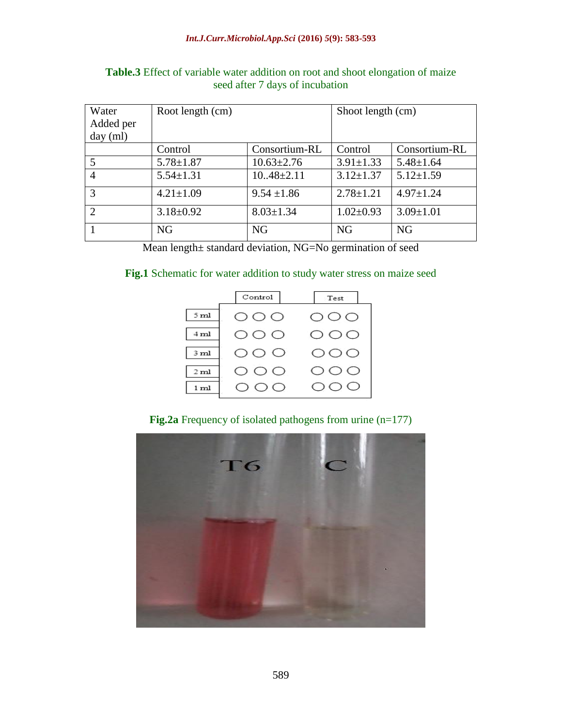**Table.3** Effect of variable water addition on root and shoot elongation of maize seed after 7 days of incubation

| Water Added per day (ml) | Root length (cm) | | Shoot length (cm) | |
|---|---|---|---|---|
| | Control | Consortium-RL | Control | Consortium-RL |
| 5 | 5.78±1.87 | 10.63±2.76 | 3.91±1.33 | 5.48±1.64 |
| 4 | 5.54±1.31 | 10..48±2.11 | 3.12±1.37 | 5.12±1.59 |
| 3 | 4.21±1.09 | 9.54 ±1.86 | 2.78±1.21 | 4.97±1.24 |
| 2 | 3.18±0.92 | 8.03±1.34 | 1.02±0.93 | 3.09±1.01 |
| 1 | NG | NG | NG | NG |

Mean length± standard deviation, NG=No germination of seed

**Fig.1** Schematic for water addition to study water stress on maize seed

**Fig.2a** Frequency of isolated pathogens from urine (n=177)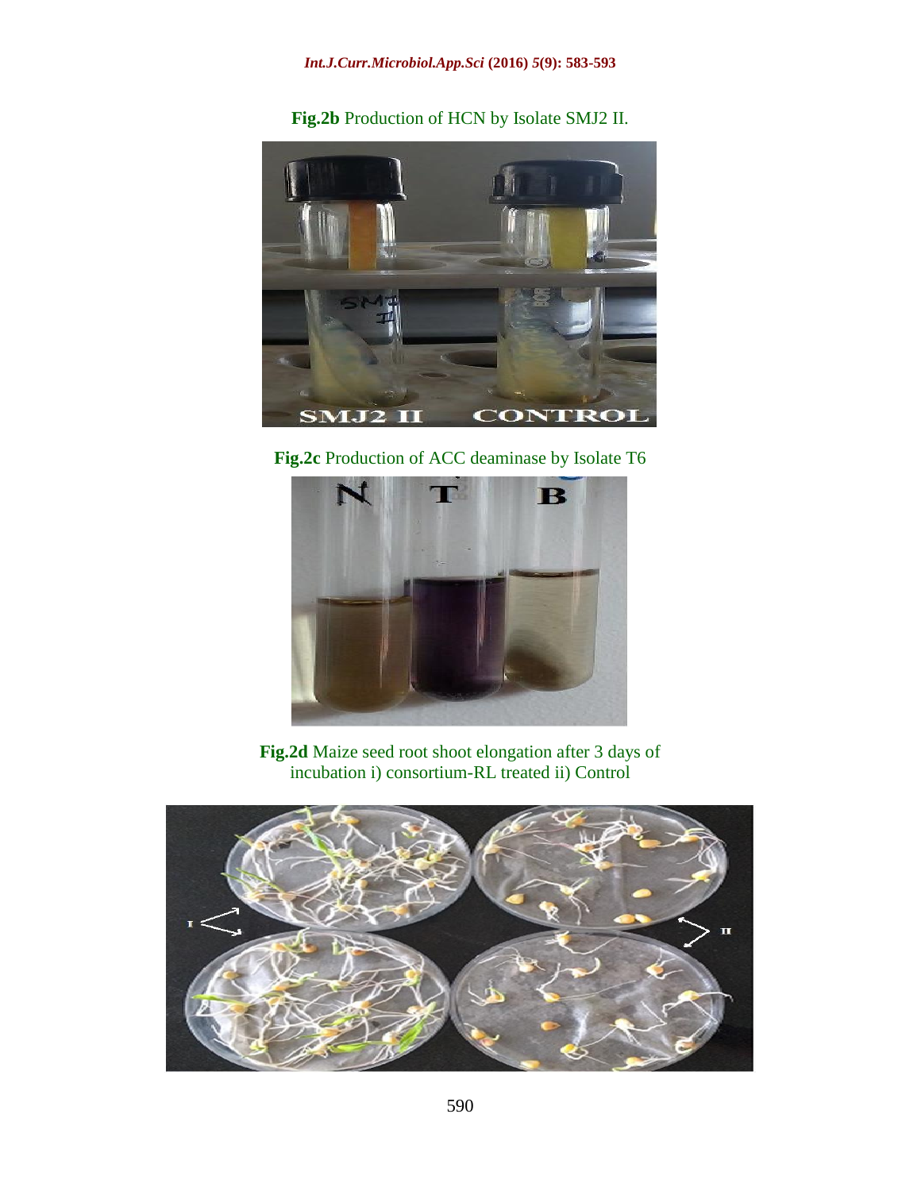**Fig.2b** Production of HCN by Isolate SMJ2 II.

**Fig.2c** Production of ACC deaminase by Isolate T6

**Fig.2d** Maize seed root shoot elongation after 3 days of incubation i) consortium-RL treated ii) Control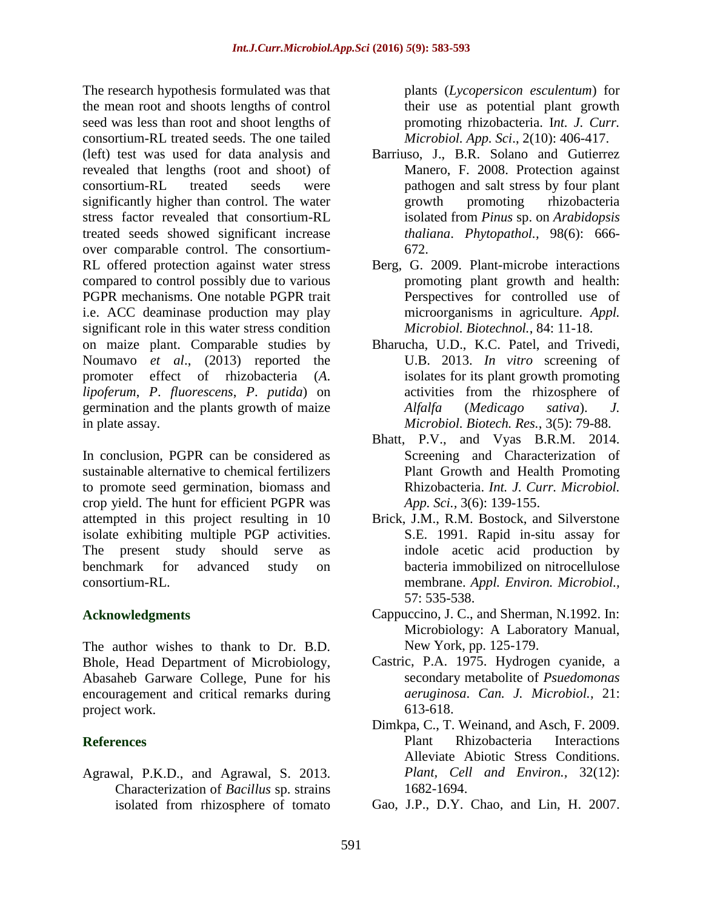The research hypothesis formulated was that the mean root and shoots lengths of control seed was less than root and shoot lengths of consortium-RL treated seeds. The one tailed (left) test was used for data analysis and revealed that lengths (root and shoot) of consortium-RL treated seeds were significantly higher than control. The water stress factor revealed that consortium-RL treated seeds showed significant increase over comparable control. The consortium-RL offered protection against water stress compared to control possibly due to various PGPR mechanisms. One notable PGPR trait i.e. ACC deaminase production may play significant role in this water stress condition on maize plant. Comparable studies by Noumavo *et al*., (2013) reported the promoter effect of rhizobacteria (*A. lipoferum*, *P. fluorescens*, *P. putida*) on germination and the plants growth of maize in plate assay.

In conclusion, PGPR can be considered as sustainable alternative to chemical fertilizers to promote seed germination, biomass and crop yield. The hunt for efficient PGPR was attempted in this project resulting in 10 isolate exhibiting multiple PGP activities. The present study should serve as benchmark for advanced study on consortium-RL.

## Acknowledgments

The author wishes to thank to Dr. B.D. Bhole, Head Department of Microbiology, Abasaheb Garware College, Pune for his encouragement and critical remarks during project work.

## References

Agrawal, P.K.D., and Agrawal, S. 2013. Characterization of *Bacillus* sp. strains isolated from rhizosphere of tomato plants (*Lycopersicon esculentum*) for their use as potential plant growth promoting rhizobacteria. I*nt. J. Curr. Microbiol. App. Sci*., 2(10): 406-417.

Barriuso, J., B.R. Solano and Gutierrez Manero, F. 2008. Protection against pathogen and salt stress by four plant growth promoting rhizobacteria isolated from *Pinus* sp. on *Arabidopsis thaliana*. *Phytopathol.,* 98(6): 666-672.

Berg, G. 2009. Plant-microbe interactions promoting plant growth and health: Perspectives for controlled use of microorganisms in agriculture. *Appl. Microbiol. Biotechnol.*, 84: 11-18.

Bharucha, U.D., K.C. Patel, and Trivedi, U.B. 2013. *In vitro* screening of isolates for its plant growth promoting activities from the rhizosphere of *Alfalfa* (*Medicago sativa*). *J. Microbiol. Biotech. Res.*, 3(5): 79-88.

Bhatt, P.V., and Vyas B.R.M. 2014. Screening and Characterization of Plant Growth and Health Promoting Rhizobacteria. *Int. J. Curr. Microbiol. App. Sci.,* 3(6): 139-155.

Brick, J.M., R.M. Bostock, and Silverstone S.E. 1991. Rapid in-situ assay for indole acetic acid production by bacteria immobilized on nitrocellulose membrane. *Appl. Environ. Microbiol.*, 57: 535-538.

Cappuccino, J. C., and Sherman, N.1992. In: Microbiology: A Laboratory Manual, New York, pp. 125-179.

Castric, P.A. 1975. Hydrogen cyanide, a secondary metabolite of *Psuedomonas aeruginosa*. *Can. J. Microbiol.*, 21: 613-618.

Dimkpa, C., T. Weinand, and Asch, F. 2009. Plant Rhizobacteria Interactions Alleviate Abiotic Stress Conditions. *Plant, Cell and Environ.,* 32(12): 1682-1694.

Gao, J.P., D.Y. Chao, and Lin, H. 2007.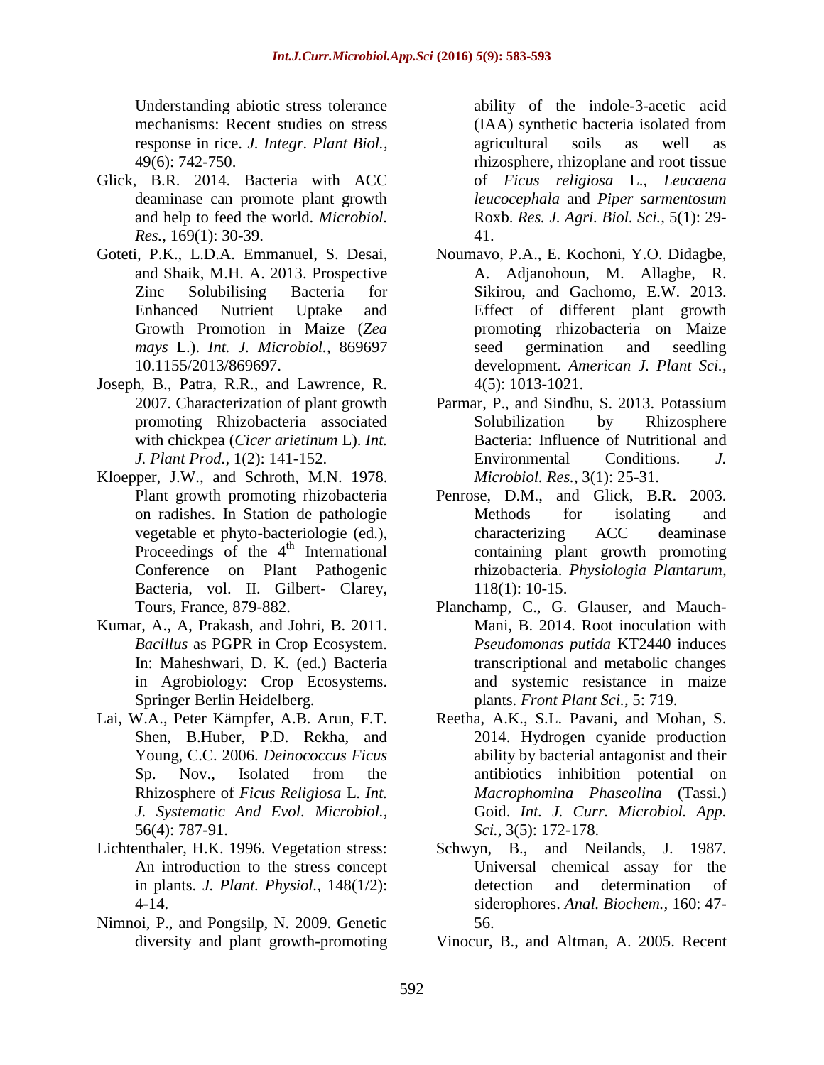Understanding abiotic stress tolerance mechanisms: Recent studies on stress response in rice. *J. Integr. Plant Biol.*, 49(6): 742-750.

Glick, B.R. 2014. Bacteria with ACC deaminase can promote plant growth and help to feed the world. *Microbiol. Res.*, 169(1): 30-39.

Goteti, P.K., L.D.A. Emmanuel, S. Desai, and Shaik, M.H. A. 2013. Prospective Zinc Solubilising Bacteria for Enhanced Nutrient Uptake and Growth Promotion in Maize (*Zea mays* L.). *Int. J. Microbiol.*, 869697 10.1155/2013/869697.

Joseph, B., Patra, R.R., and Lawrence, R. 2007. Characterization of plant growth promoting Rhizobacteria associated with chickpea (*Cicer arietinum* L). *Int. J. Plant Prod.*, 1(2): 141-152.

Kloepper, J.W., and Schroth, M.N. 1978. Plant growth promoting rhizobacteria on radishes. In Station de pathologie vegetable et phyto-bacteriologie (ed.), Proceedings of the 4th International Conference on Plant Pathogenic Bacteria, vol. II. Gilbert- Clarey, Tours, France, 879-882.

Kumar, A., A, Prakash, and Johri, B. 2011. *Bacillus* as PGPR in Crop Ecosystem. In: Maheshwari, D. K. (ed.) Bacteria in Agrobiology: Crop Ecosystems. Springer Berlin Heidelberg.

Lai, W.A., Peter Kämpfer, A.B. Arun, F.T. Shen, B.Huber, P.D. Rekha, and Young, C.C. 2006. *Deinococcus Ficus* Sp. Nov., Isolated from the Rhizosphere of *Ficus Religiosa* L. *Int. J. Systematic And Evol. Microbiol.*, 56(4): 787-91.

Lichtenthaler, H.K. 1996. Vegetation stress: An introduction to the stress concept in plants. *J. Plant. Physiol.*, 148(1/2): 4-14.

Nimnoi, P., and Pongsilp, N. 2009. Genetic diversity and plant growth-promoting ability of the indole-3-acetic acid (IAA) synthetic bacteria isolated from agricultural soils as well as rhizosphere, rhizoplane and root tissue of *Ficus religiosa* L., *Leucaena leucocephala* and *Piper sarmentosum* Roxb. *Res. J. Agri. Biol. Sci.*, 5(1): 29-41.

Noumavo, P.A., E. Kochoni, Y.O. Didagbe, A. Adjanohoun, M. Allagbe, R. Sikirou, and Gachomo, E.W. 2013. Effect of different plant growth promoting rhizobacteria on Maize seed germination and seedling development. *American J. Plant Sci.*, 4(5): 1013-1021.

Parmar, P., and Sindhu, S. 2013. Potassium Solubilization by Rhizosphere Bacteria: Influence of Nutritional and Environmental Conditions. *J. Microbiol. Res.*, 3(1): 25-31.

Penrose, D.M., and Glick, B.R. 2003. Methods for isolating and characterizing ACC deaminase containing plant growth promoting rhizobacteria. *Physiologia Plantarum*, 118(1): 10-15.

Planchamp, C., G. Glauser, and Mauch-Mani, B. 2014. Root inoculation with *Pseudomonas putida* KT2440 induces transcriptional and metabolic changes and systemic resistance in maize plants. *Front Plant Sci.*, 5: 719.

Reetha, A.K., S.L. Pavani, and Mohan, S. 2014. Hydrogen cyanide production ability by bacterial antagonist and their antibiotics inhibition potential on *Macrophomina Phaseolina* (Tassi.) Goid. *Int. J. Curr. Microbiol. App. Sci.*, 3(5): 172-178.

Schwyn, B., and Neilands, J. 1987. Universal chemical assay for the detection and determination of siderophores. *Anal. Biochem.*, 160: 47-56.

Vinocur, B., and Altman, A. 2005. Recent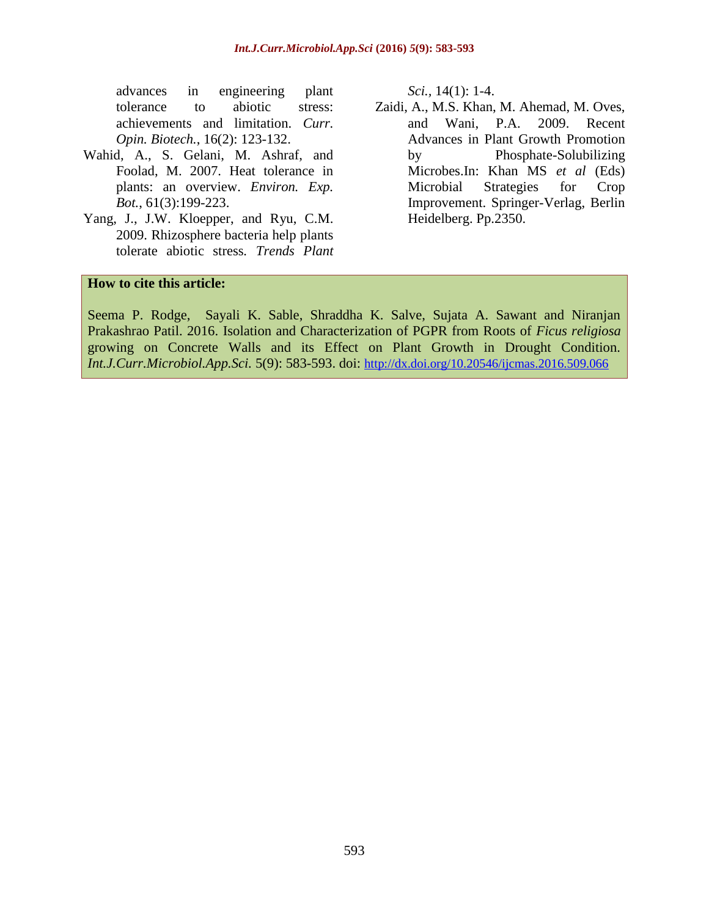advances in engineering plant tolerance to abiotic stress: achievements and limitation. *Curr. Opin. Biotech.*, 16(2): 123-132.

Wahid, A., S. Gelani, M. Ashraf, and Foolad, M. 2007. Heat tolerance in plants: an overview. *Environ. Exp. Bot.*, 61(3):199-223.

Yang, J., J.W. Kloepper, and Ryu, C.M. 2009. Rhizosphere bacteria help plants tolerate abiotic stress. *Trends Plant Sci.*, 14(1): 1-4.

Zaidi, A., M.S. Khan, M. Ahemad, M. Oves, and Wani, P.A. 2009. Recent Advances in Plant Growth Promotion by Phosphate-Solubilizing Microbes.In: Khan MS *et al* (Eds) Microbial Strategies for Crop Improvement. Springer-Verlag, Berlin Heidelberg. Pp.2350.

**How to cite this article:**

Seema P. Rodge, Sayali K. Sable, Shraddha K. Salve, Sujata A. Sawant and Niranjan Prakashrao Patil. 2016. Isolation and Characterization of PGPR from Roots of *Ficus religiosa* growing on Concrete Walls and its Effect on Plant Growth in Drought Condition. *Int.J.Curr.Microbiol.App.Sci.* 5(9): 583-593. doi: http://dx.doi.org/10.20546/ijcmas.2016.509.066